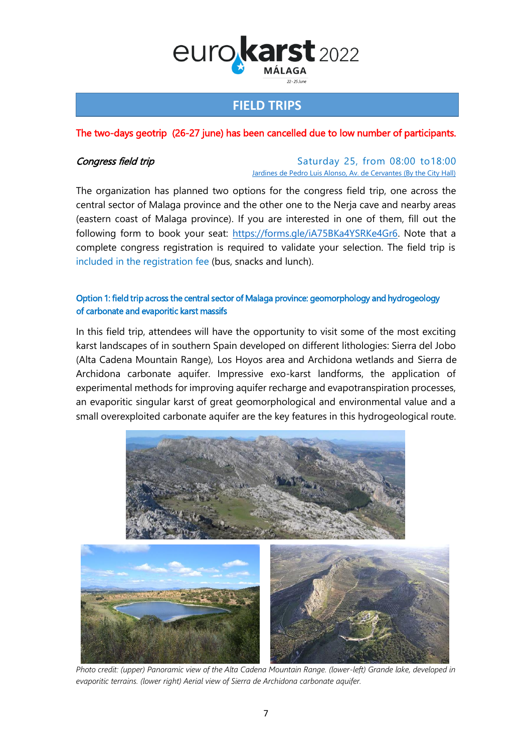# FIELD TRIPS

The two-days geotrip (26-27 june) has been cancelled due to low number of participants.

*Congress field trip*

Saturday 25, from 08:00 to18:00

Jardines de Pedro Luis Alonso, Av. de Cervantes (By the City Hall)

The organization has planned two options for the congress field trip, one across the central sector of Malaga province and the other one to the Nerja cave and nearby areas (eastern coast of Malaga province). If you are interested in one of them, fill out the following form to book your seat: https://forms.gle/iA75BKa4YSRKe4Gr6. Note that a complete congress registration is required to validate your selection. The field trip is included in the registration fee (bus, snacks and lunch).

### Option 1: field trip across the central sector of Malaga province: geomorphology and hydrogeology of carbonate and evaporitic karst massifs

In this field trip, attendees will have the opportunity to visit some of the most exciting karst landscapes of in southern Spain developed on different lithologies: Sierra del Jobo (Alta Cadena Mountain Range), Los Hoyos area and Archidona wetlands and Sierra de Archidona carbonate aquifer. Impressive exo-karst landforms, the application of experimental methods for improving aquifer recharge and evapotranspiration processes, an evaporitic singular karst of great geomorphological and environmental value and a small overexploited carbonate aquifer are the key features in this hydrogeological route.

*Photo credit: (upper) Panoramic view of the Alta Cadena Mountain Range. (lower-left) Grande lake, developed in evaporitic terrains. (lower right) Aerial view of Sierra de Archidona carbonate aquifer.*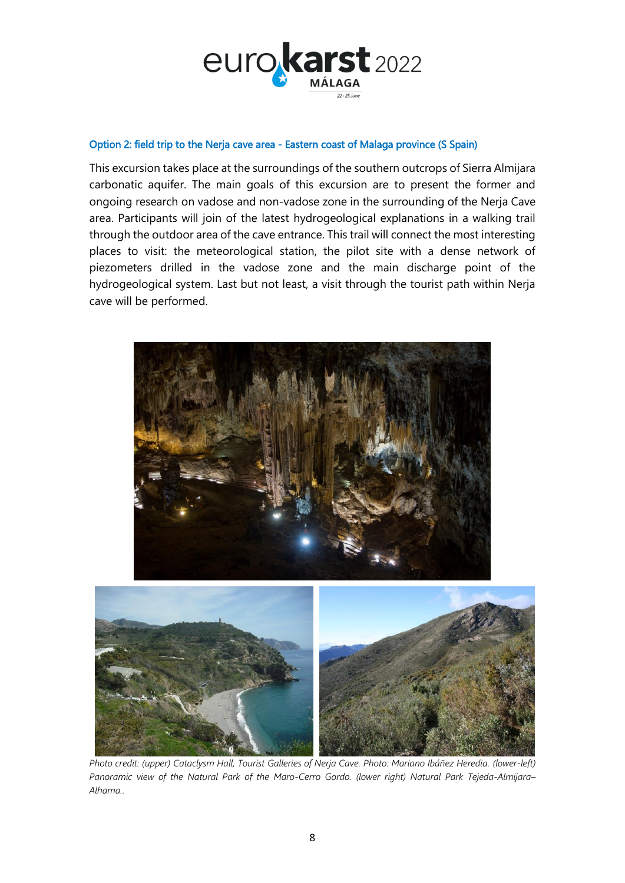### Option 2: field trip to the Nerja cave area - Eastern coast of Malaga province (S Spain)

This excursion takes place at the surroundings of the southern outcrops of Sierra Almijara carbonatic aquifer. The main goals of this excursion are to present the former and ongoing research on vadose and non-vadose zone in the surrounding of the Nerja Cave area. Participants will join of the latest hydrogeological explanations in a walking trail through the outdoor area of the cave entrance. This trail will connect the most interesting places to visit: the meteorological station, the pilot site with a dense network of piezometers drilled in the vadose zone and the main discharge point of the hydrogeological system. Last but not least, a visit through the tourist path within Nerja cave will be performed.

*Photo credit: (upper) Cataclysm Hall, Tourist Galleries of Nerja Cave. Photo: Mariano Ibáñez Heredia. (lower-left) Panoramic view of the Natural Park of the Maro-Cerro Gordo. (lower right) Natural Park Tejeda-Almijara–Alhama..*